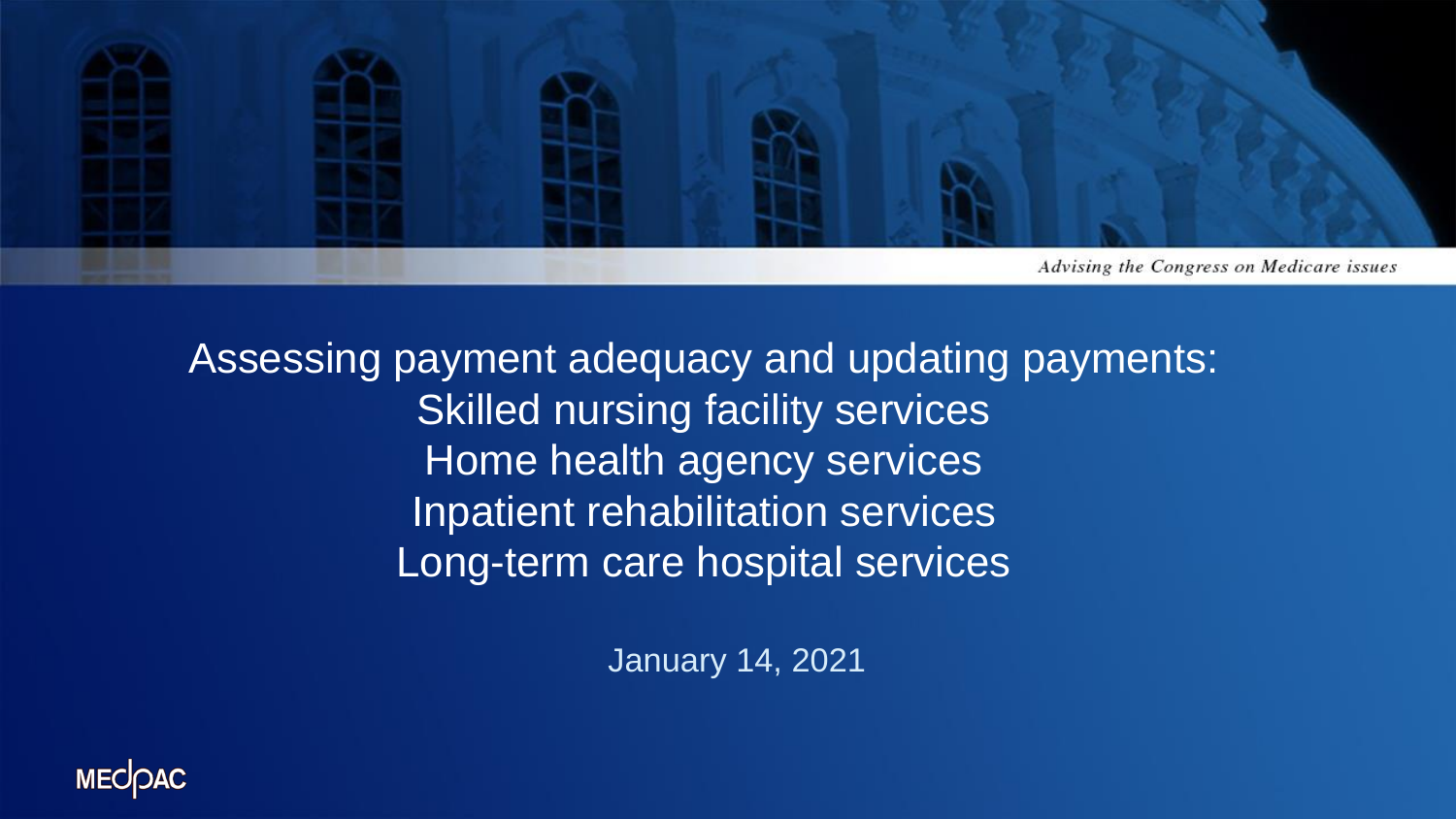*Advising the Congress on Medicare issues*

# Assessing payment adequacy and updating payments: Skilled nursing facility services Home health agency services Inpatient rehabilitation services Long-term care hospital services

January 14, 2021

MEDPAC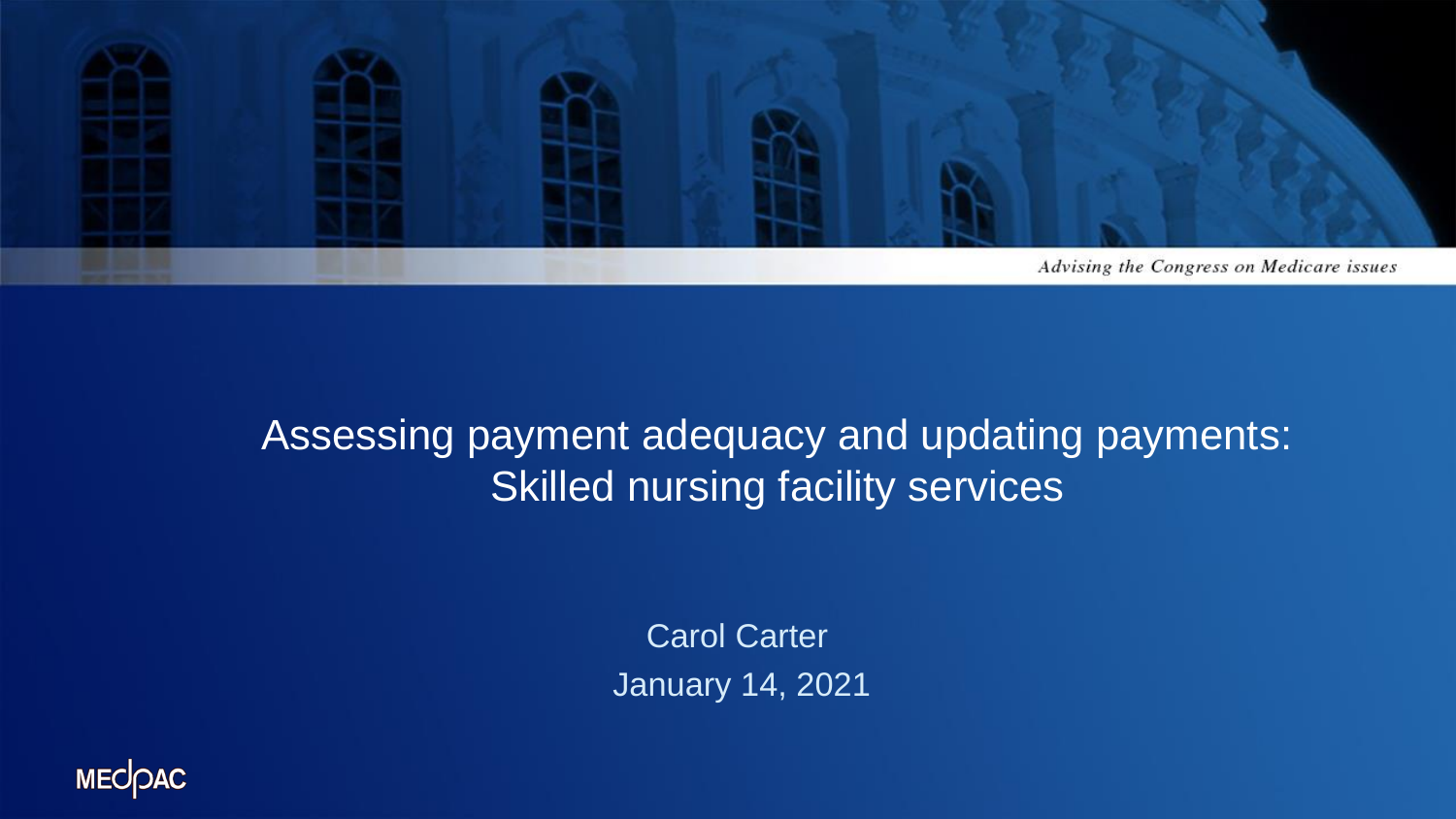Advising the Congress on Medicare issues

# Assessing payment adequacy and updating payments: Skilled nursing facility services

Carol Carter

January 14, 2021

MEDPAC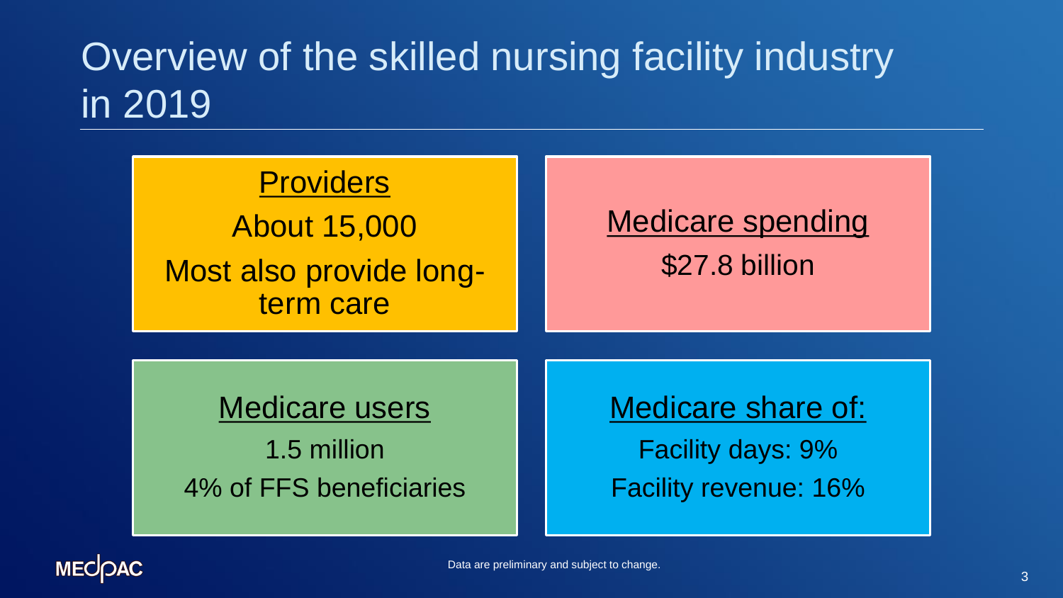# Overview of the skilled nursing facility industry in 2019

**Providers**

About 15,000

Most also provide long-term care

**Medicare spending**

$27.8 billion

**Medicare users**

1.5 million

4% of FFS beneficiaries

**Medicare share of:**

Facility days: 9%

Facility revenue: 16%

Data are preliminary and subject to change.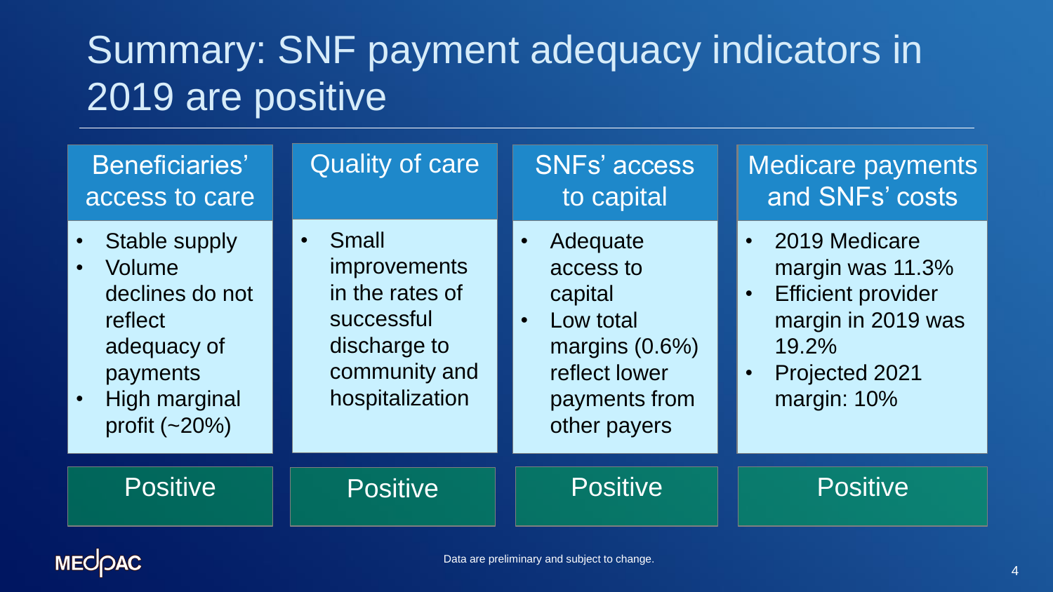# Summary: SNF payment adequacy indicators in 2019 are positive

| Beneficiaries' access to care | Quality of care | SNFs' access to capital | Medicare payments and SNFs' costs |
| --- | --- | --- | --- |
| • Stable supply<br>• Volume declines do not reflect adequacy of payments<br>• High marginal profit (~20%) | • Small improvements in the rates of successful discharge to community and hospitalization | • Adequate access to capital<br>• Low total margins (0.6%) reflect lower payments from other payers | • 2019 Medicare margin was 11.3%<br>• Efficient provider margin in 2019 was 19.2%<br>• Projected 2021 margin: 10% |
| Positive | Positive | Positive | Positive |

Data are preliminary and subject to change.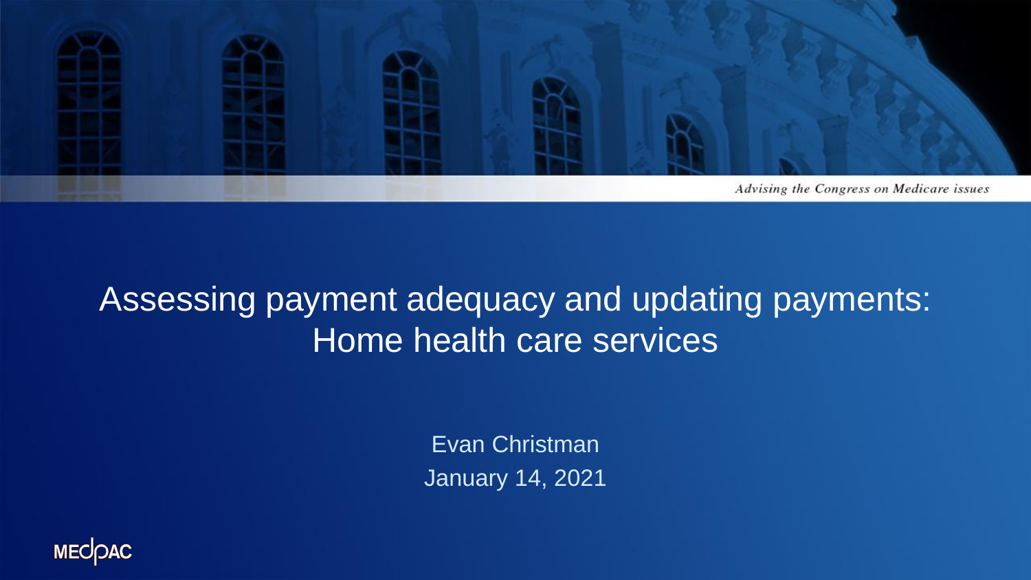Advising the Congress on Medicare issues

# Assessing payment adequacy and updating payments: Home health care services

Evan Christman

January 14, 2021

MEDPAC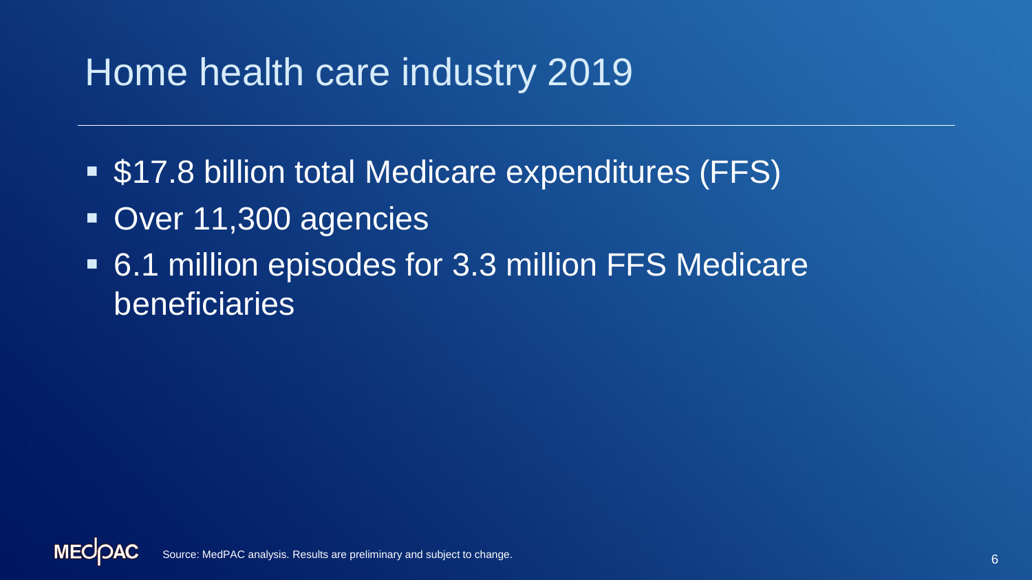# Home health care industry 2019

- $17.8 billion total Medicare expenditures (FFS)
- Over 11,300 agencies
- 6.1 million episodes for 3.3 million FFS Medicare beneficiaries

Source: MedPAC analysis. Results are preliminary and subject to change.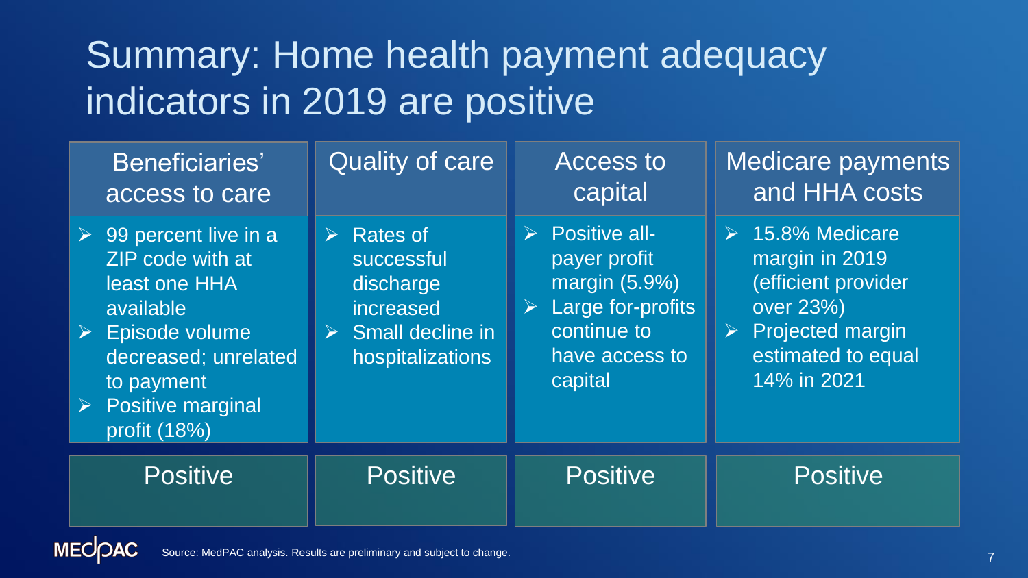# Summary: Home health payment adequacy indicators in 2019 are positive

| Beneficiaries' access to care | Quality of care | Access to capital | Medicare payments and HHA costs |
|---|---|---|---|
| ➢ 99 percent live in a ZIP code with at least one HHA available<br>➢ Episode volume decreased; unrelated to payment<br>➢ Positive marginal profit (18%) | ➢ Rates of successful discharge increased<br>➢ Small decline in hospitalizations | ➢ Positive all-payer profit margin (5.9%)<br>➢ Large for-profits continue to have access to capital | ➢ 15.8% Medicare margin in 2019 (efficient provider over 23%)<br>➢ Projected margin estimated to equal 14% in 2021 |
| Positive | Positive | Positive | Positive |

Source: MedPAC analysis. Results are preliminary and subject to change.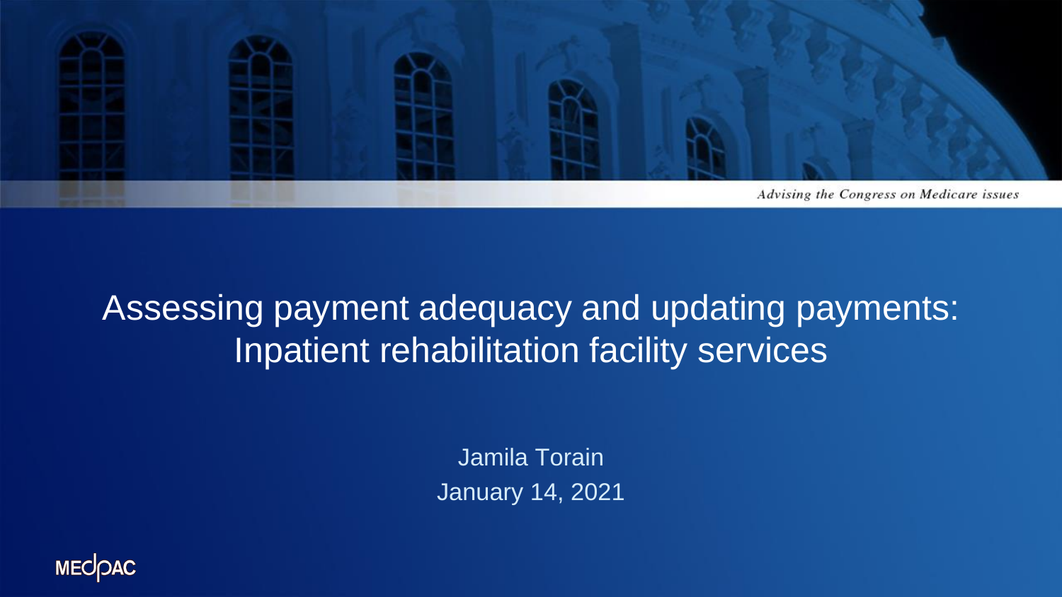Advising the Congress on Medicare issues

# Assessing payment adequacy and updating payments: Inpatient rehabilitation facility services

Jamila Torain

January 14, 2021

MEDPAC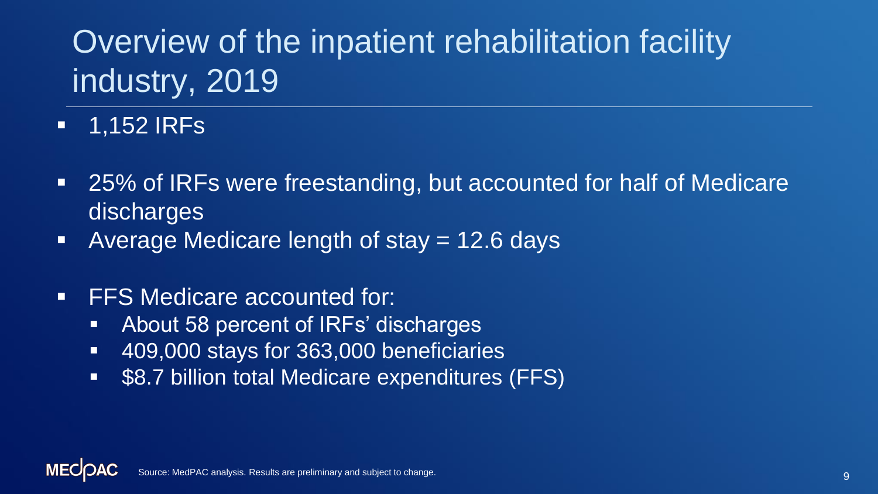# Overview of the inpatient rehabilitation facility industry, 2019

- 1,152 IRFs
- 25% of IRFs were freestanding, but accounted for half of Medicare discharges
- Average Medicare length of stay = 12.6 days
- FFS Medicare accounted for:
  - About 58 percent of IRFs' discharges
  - 409,000 stays for 363,000 beneficiaries
  - $8.7 billion total Medicare expenditures (FFS)

Source: MedPAC analysis. Results are preliminary and subject to change.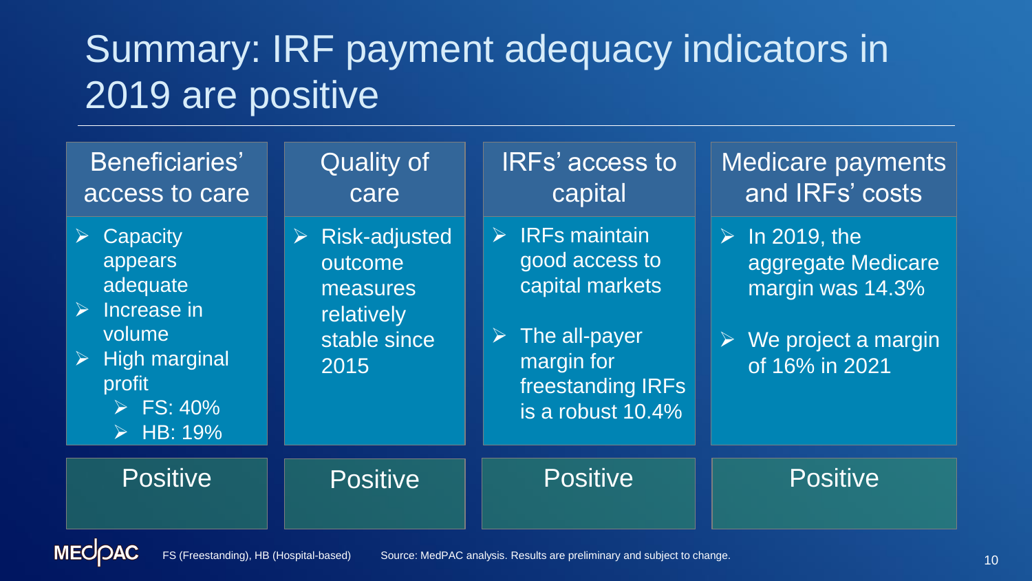# Summary: IRF payment adequacy indicators in 2019 are positive

| Beneficiaries' access to care | Quality of care | IRFs' access to capital | Medicare payments and IRFs' costs |
|---|---|---|---|
| ➢ Capacity appears adequate<br>➢ Increase in volume<br>➢ High marginal profit<br>  ➢ FS: 40%<br>  ➢ HB: 19% | ➢ Risk-adjusted outcome measures relatively stable since 2015 | ➢ IRFs maintain good access to capital markets<br>➢ The all-payer margin for freestanding IRFs is a robust 10.4% | ➢ In 2019, the aggregate Medicare margin was 14.3%<br>➢ We project a margin of 16% in 2021 |
| Positive | Positive | Positive | Positive |

FS (Freestanding), HB (Hospital-based)

Source: MedPAC analysis. Results are preliminary and subject to change.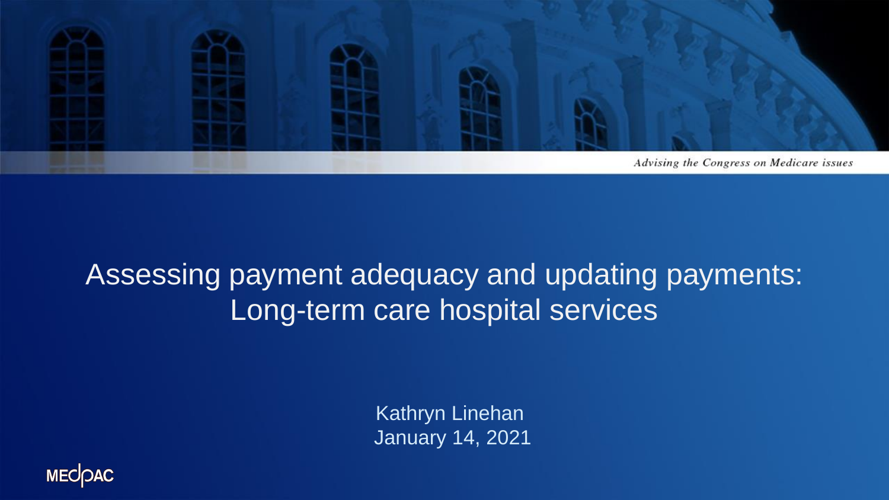Advising the Congress on Medicare issues

# Assessing payment adequacy and updating payments: Long-term care hospital services

Kathryn Linehan
January 14, 2021

MEDPAC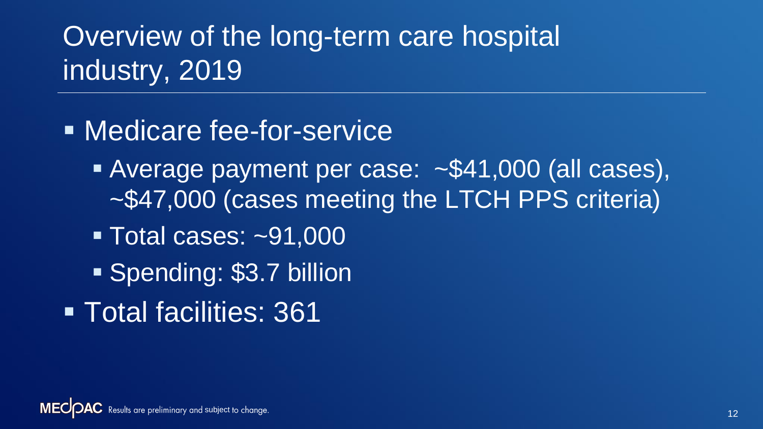# Overview of the long-term care hospital industry, 2019

- Medicare fee-for-service
  - Average payment per case: ~$41,000 (all cases), ~$47,000 (cases meeting the LTCH PPS criteria)
  - Total cases: ~91,000
  - Spending: $3.7 billion
- Total facilities: 361

MEDPAC Results are preliminary and subject to change.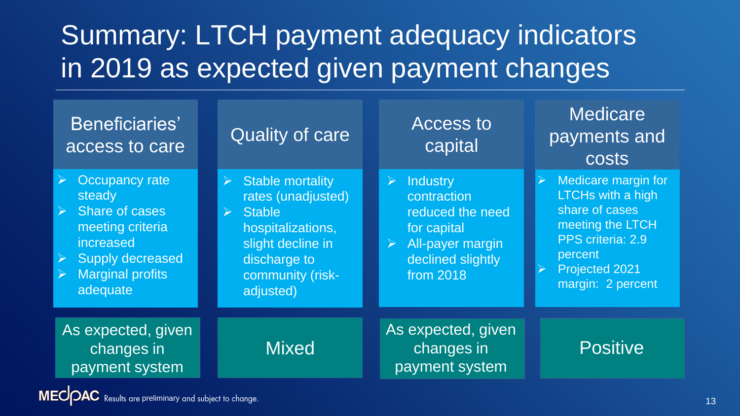# Summary: LTCH payment adequacy indicators in 2019 as expected given payment changes

## Beneficiaries' access to care

- Occupancy rate steady
- Share of cases meeting criteria increased
- Supply decreased
- Marginal profits adequate

**As expected, given changes in payment system**

## Quality of care

- Stable mortality rates (unadjusted)
- Stable hospitalizations, slight decline in discharge to community (risk-adjusted)

**Mixed**

## Access to capital

- Industry contraction reduced the need for capital
- All-payer margin declined slightly from 2018

**As expected, given changes in payment system**

## Medicare payments and costs

- Medicare margin for LTCHs with a high share of cases meeting the LTCH PPS criteria: 2.9 percent
- Projected 2021 margin: 2 percent

**Positive**

Results are preliminary and subject to change.